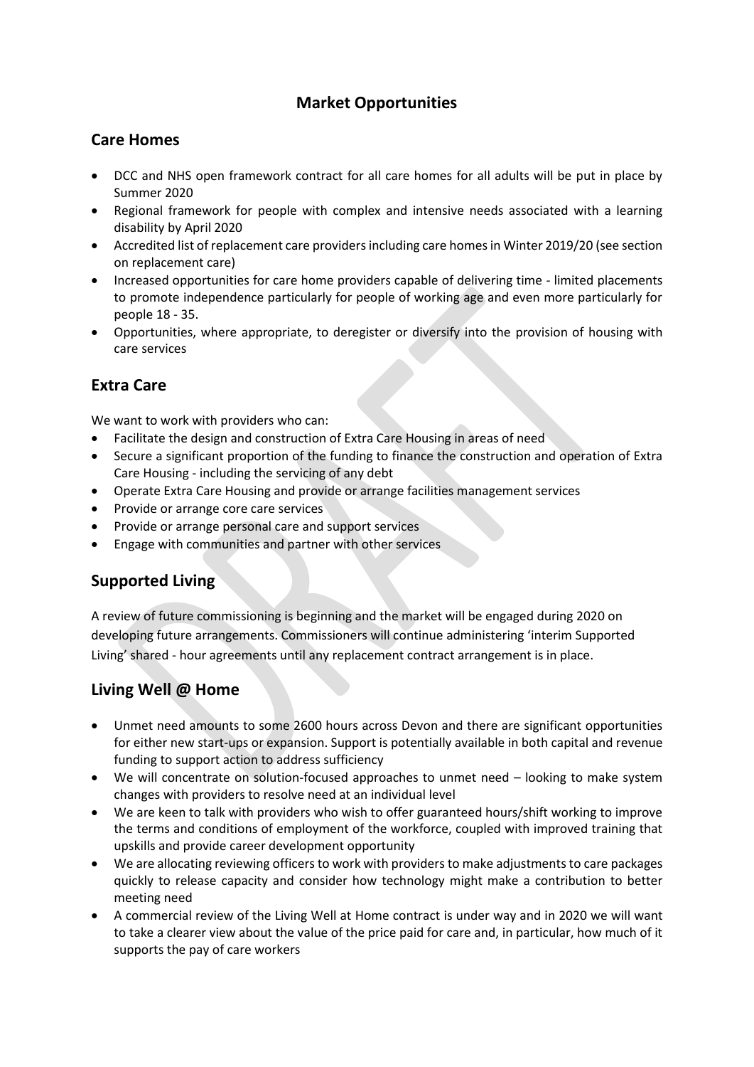# Market Opportunities

## Care Homes

- DCC and NHS open framework contract for all care homes for all adults will be put in place by Summer 2020
- Regional framework for people with complex and intensive needs associated with a learning disability by April 2020
- Accredited list of replacement care providers including care homes in Winter 2019/20 (see section on replacement care)
- Increased opportunities for care home providers capable of delivering time - limited placements to promote independence particularly for people of working age and even more particularly for people 18 - 35.
- Opportunities, where appropriate, to deregister or diversify into the provision of housing with care services

## Extra Care

We want to work with providers who can:

- Facilitate the design and construction of Extra Care Housing in areas of need
- Secure a significant proportion of the funding to finance the construction and operation of Extra Care Housing - including the servicing of any debt
- Operate Extra Care Housing and provide or arrange facilities management services
- Provide or arrange core care services
- Provide or arrange personal care and support services
- Engage with communities and partner with other services

## Supported Living

A review of future commissioning is beginning and the market will be engaged during 2020 on developing future arrangements. Commissioners will continue administering 'interim Supported Living' shared - hour agreements until any replacement contract arrangement is in place.

## Living Well @ Home

- Unmet need amounts to some 2600 hours across Devon and there are significant opportunities for either new start-ups or expansion. Support is potentially available in both capital and revenue funding to support action to address sufficiency
- We will concentrate on solution-focused approaches to unmet need – looking to make system changes with providers to resolve need at an individual level
- We are keen to talk with providers who wish to offer guaranteed hours/shift working to improve the terms and conditions of employment of the workforce, coupled with improved training that upskills and provide career development opportunity
- We are allocating reviewing officers to work with providers to make adjustments to care packages quickly to release capacity and consider how technology might make a contribution to better meeting need
- A commercial review of the Living Well at Home contract is under way and in 2020 we will want to take a clearer view about the value of the price paid for care and, in particular, how much of it supports the pay of care workers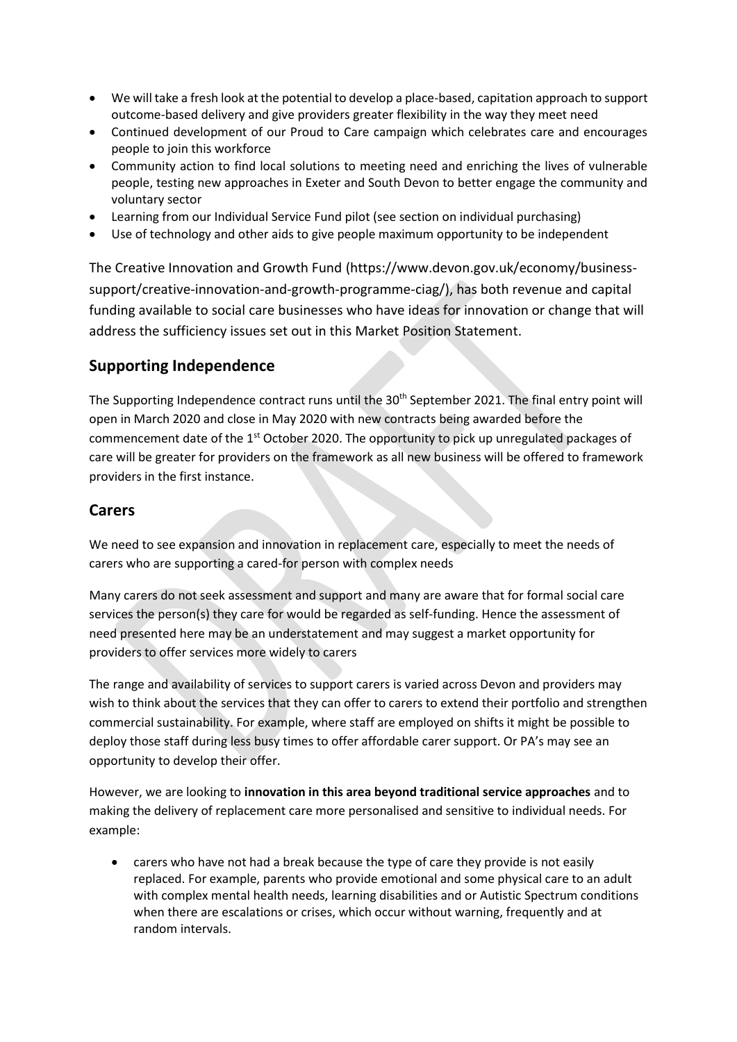- We will take a fresh look at the potential to develop a place-based, capitation approach to support outcome-based delivery and give providers greater flexibility in the way they meet need
- Continued development of our Proud to Care campaign which celebrates care and encourages people to join this workforce
- Community action to find local solutions to meeting need and enriching the lives of vulnerable people, testing new approaches in Exeter and South Devon to better engage the community and voluntary sector
- Learning from our Individual Service Fund pilot (see section on individual purchasing)
- Use of technology and other aids to give people maximum opportunity to be independent

The Creative Innovation and Growth Fund (https://www.devon.gov.uk/economy/business-support/creative-innovation-and-growth-programme-ciag/), has both revenue and capital funding available to social care businesses who have ideas for innovation or change that will address the sufficiency issues set out in this Market Position Statement.

## Supporting Independence

The Supporting Independence contract runs until the 30th September 2021. The final entry point will open in March 2020 and close in May 2020 with new contracts being awarded before the commencement date of the 1st October 2020. The opportunity to pick up unregulated packages of care will be greater for providers on the framework as all new business will be offered to framework providers in the first instance.

## Carers

We need to see expansion and innovation in replacement care, especially to meet the needs of carers who are supporting a cared-for person with complex needs

Many carers do not seek assessment and support and many are aware that for formal social care services the person(s) they care for would be regarded as self-funding. Hence the assessment of need presented here may be an understatement and may suggest a market opportunity for providers to offer services more widely to carers

The range and availability of services to support carers is varied across Devon and providers may wish to think about the services that they can offer to carers to extend their portfolio and strengthen commercial sustainability. For example, where staff are employed on shifts it might be possible to deploy those staff during less busy times to offer affordable carer support. Or PA's may see an opportunity to develop their offer.

However, we are looking to **innovation in this area beyond traditional service approaches** and to making the delivery of replacement care more personalised and sensitive to individual needs. For example:

- carers who have not had a break because the type of care they provide is not easily replaced. For example, parents who provide emotional and some physical care to an adult with complex mental health needs, learning disabilities and or Autistic Spectrum conditions when there are escalations or crises, which occur without warning, frequently and at random intervals.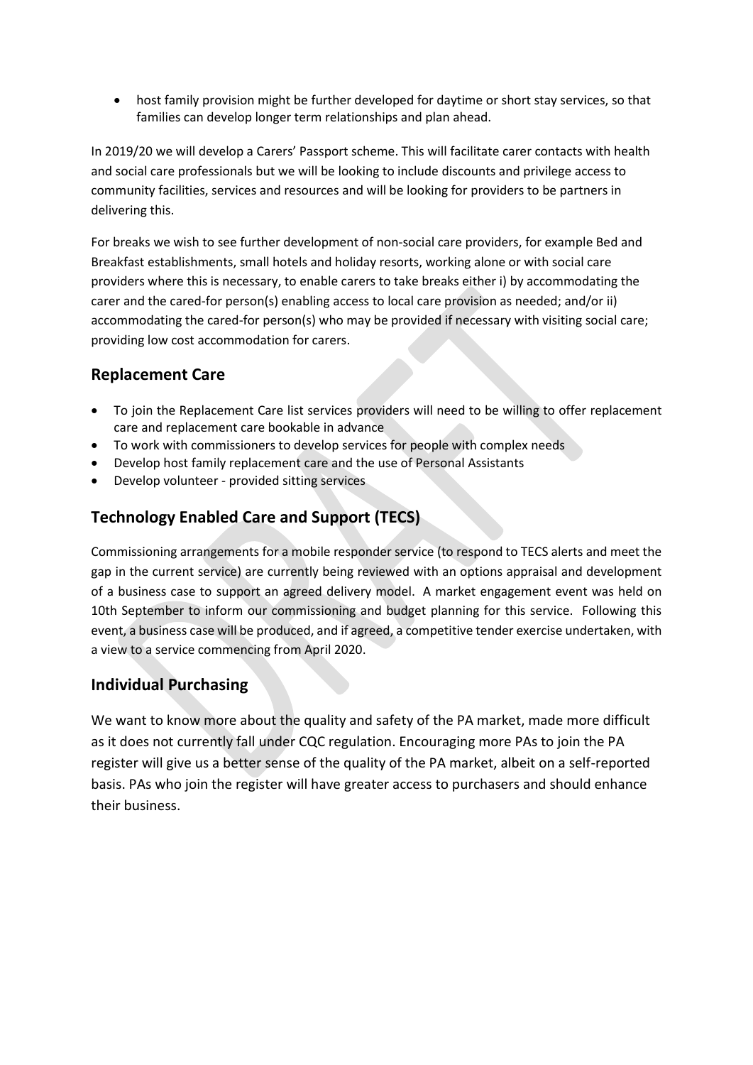- host family provision might be further developed for daytime or short stay services, so that families can develop longer term relationships and plan ahead.

In 2019/20 we will develop a Carers' Passport scheme. This will facilitate carer contacts with health and social care professionals but we will be looking to include discounts and privilege access to community facilities, services and resources and will be looking for providers to be partners in delivering this.

For breaks we wish to see further development of non-social care providers, for example Bed and Breakfast establishments, small hotels and holiday resorts, working alone or with social care providers where this is necessary, to enable carers to take breaks either i) by accommodating the carer and the cared-for person(s) enabling access to local care provision as needed; and/or ii) accommodating the cared-for person(s) who may be provided if necessary with visiting social care; providing low cost accommodation for carers.

## Replacement Care

- To join the Replacement Care list services providers will need to be willing to offer replacement care and replacement care bookable in advance
- To work with commissioners to develop services for people with complex needs
- Develop host family replacement care and the use of Personal Assistants
- Develop volunteer - provided sitting services

## Technology Enabled Care and Support (TECS)

Commissioning arrangements for a mobile responder service (to respond to TECS alerts and meet the gap in the current service) are currently being reviewed with an options appraisal and development of a business case to support an agreed delivery model. A market engagement event was held on 10th September to inform our commissioning and budget planning for this service. Following this event, a business case will be produced, and if agreed, a competitive tender exercise undertaken, with a view to a service commencing from April 2020.

## Individual Purchasing

We want to know more about the quality and safety of the PA market, made more difficult as it does not currently fall under CQC regulation. Encouraging more PAs to join the PA register will give us a better sense of the quality of the PA market, albeit on a self-reported basis. PAs who join the register will have greater access to purchasers and should enhance their business.